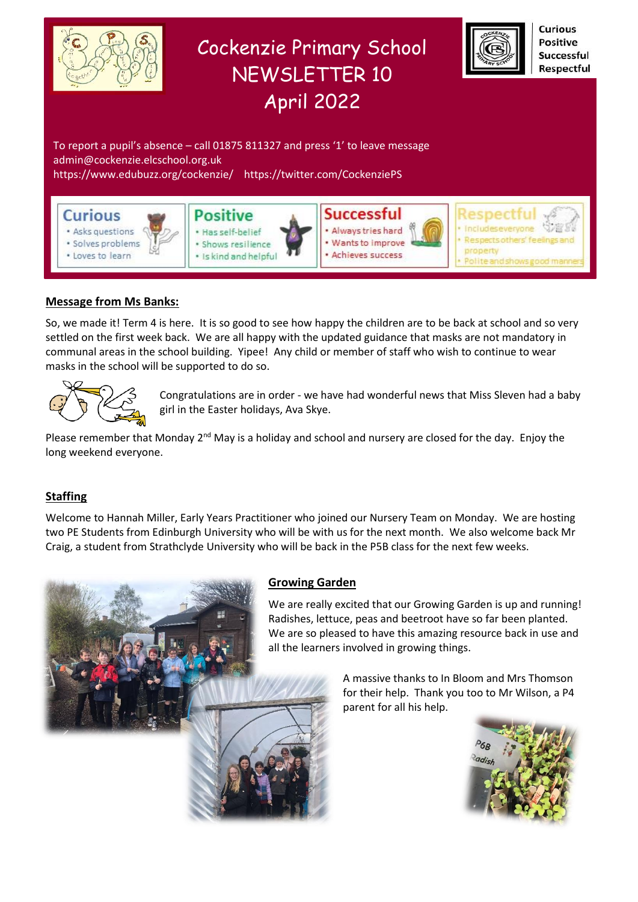# Cockenzie Primary School NEWSLETTER 10 April 2022

Curious
Positive
Successful
Respectful

To report a pupil's absence – call 01875 811327 and press '1' to leave message
admin@cockenzie.elcschool.org.uk
https://www.edubuzz.org/cockenzie/ https://twitter.com/CockenziePS

**Curious**
- Asks questions
- Solves problems
- Loves to learn

**Positive**
- Has self-belief
- Shows resilience
- Is kind and helpful

**Successful**
- Always tries hard
- Wants to improve
- Achieves success

**Respectful**
- Includes everyone
- Respects others' feelings and property
- Polite and shows good manners

## Message from Ms Banks:

So, we made it! Term 4 is here. It is so good to see how happy the children are to be back at school and so very settled on the first week back. We are all happy with the updated guidance that masks are not mandatory in communal areas in the school building. Yipee! Any child or member of staff who wish to continue to wear masks in the school will be supported to do so.

Congratulations are in order - we have had wonderful news that Miss Sleven had a baby girl in the Easter holidays, Ava Skye.

Please remember that Monday 2nd May is a holiday and school and nursery are closed for the day. Enjoy the long weekend everyone.

## Staffing

Welcome to Hannah Miller, Early Years Practitioner who joined our Nursery Team on Monday. We are hosting two PE Students from Edinburgh University who will be with us for the next month. We also welcome back Mr Craig, a student from Strathclyde University who will be back in the P5B class for the next few weeks.

## Growing Garden

We are really excited that our Growing Garden is up and running! Radishes, lettuce, peas and beetroot have so far been planted. We are so pleased to have this amazing resource back in use and all the learners involved in growing things.

A massive thanks to In Bloom and Mrs Thomson for their help. Thank you too to Mr Wilson, a P4 parent for all his help.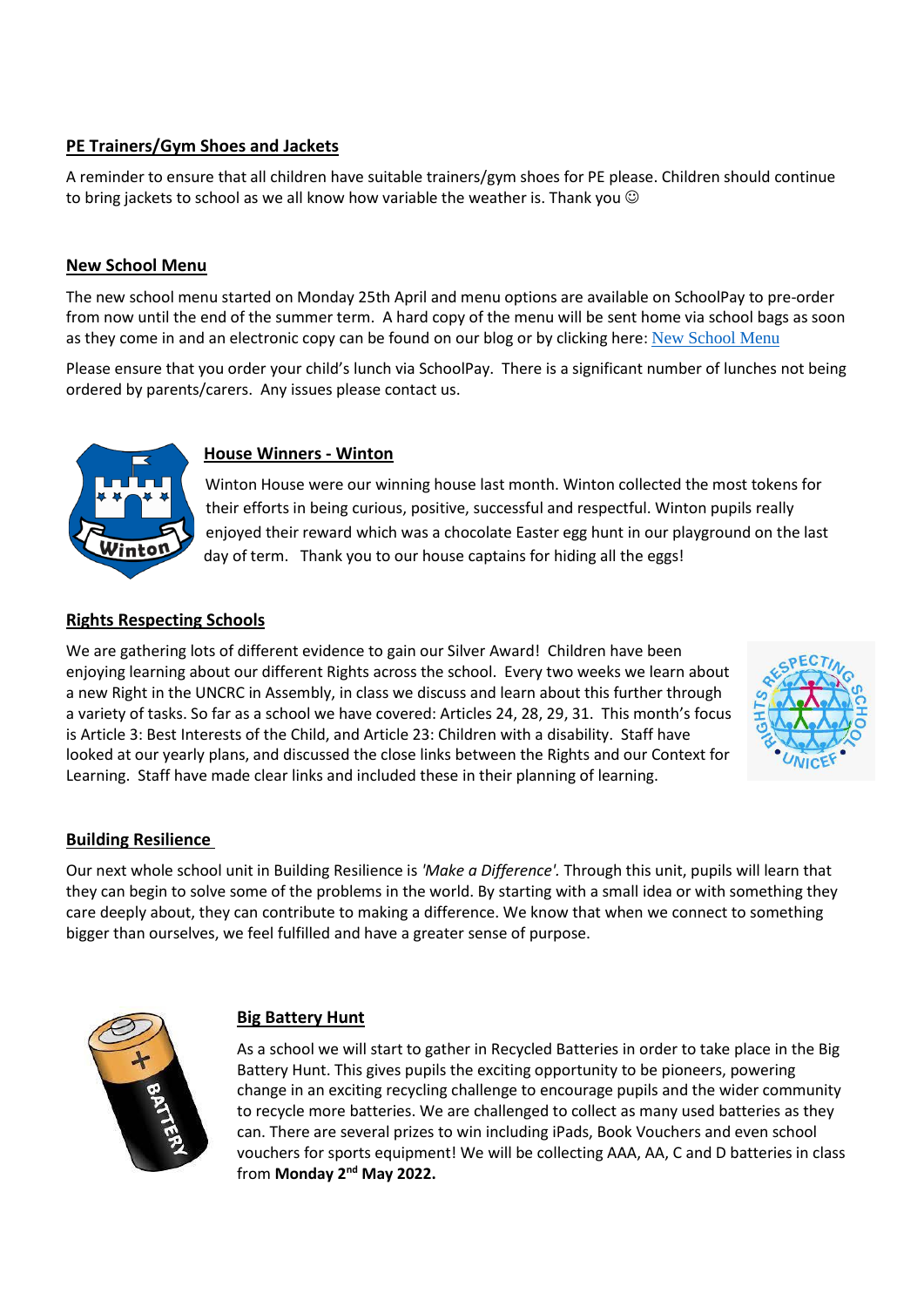**PE Trainers/Gym Shoes and Jackets**

A reminder to ensure that all children have suitable trainers/gym shoes for PE please. Children should continue to bring jackets to school as we all know how variable the weather is. Thank you ☺

**New School Menu**

The new school menu started on Monday 25th April and menu options are available on SchoolPay to pre-order from now until the end of the summer term. A hard copy of the menu will be sent home via school bags as soon as they come in and an electronic copy can be found on our blog or by clicking here: New School Menu

Please ensure that you order your child's lunch via SchoolPay. There is a significant number of lunches not being ordered by parents/carers. Any issues please contact us.

**House Winners - Winton**

Winton House were our winning house last month. Winton collected the most tokens for their efforts in being curious, positive, successful and respectful. Winton pupils really enjoyed their reward which was a chocolate Easter egg hunt in our playground on the last day of term. Thank you to our house captains for hiding all the eggs!

**Rights Respecting Schools**

We are gathering lots of different evidence to gain our Silver Award! Children have been enjoying learning about our different Rights across the school. Every two weeks we learn about a new Right in the UNCRC in Assembly, in class we discuss and learn about this further through a variety of tasks. So far as a school we have covered: Articles 24, 28, 29, 31. This month's focus is Article 3: Best Interests of the Child, and Article 23: Children with a disability. Staff have looked at our yearly plans, and discussed the close links between the Rights and our Context for Learning. Staff have made clear links and included these in their planning of learning.

**Building Resilience**

Our next whole school unit in Building Resilience is *'Make a Difference'*. Through this unit, pupils will learn that they can begin to solve some of the problems in the world. By starting with a small idea or with something they care deeply about, they can contribute to making a difference. We know that when we connect to something bigger than ourselves, we feel fulfilled and have a greater sense of purpose.

**Big Battery Hunt**

As a school we will start to gather in Recycled Batteries in order to take place in the Big Battery Hunt. This gives pupils the exciting opportunity to be pioneers, powering change in an exciting recycling challenge to encourage pupils and the wider community to recycle more batteries. We are challenged to collect as many used batteries as they can. There are several prizes to win including iPads, Book Vouchers and even school vouchers for sports equipment! We will be collecting AAA, AA, C and D batteries in class from **Monday 2nd May 2022.**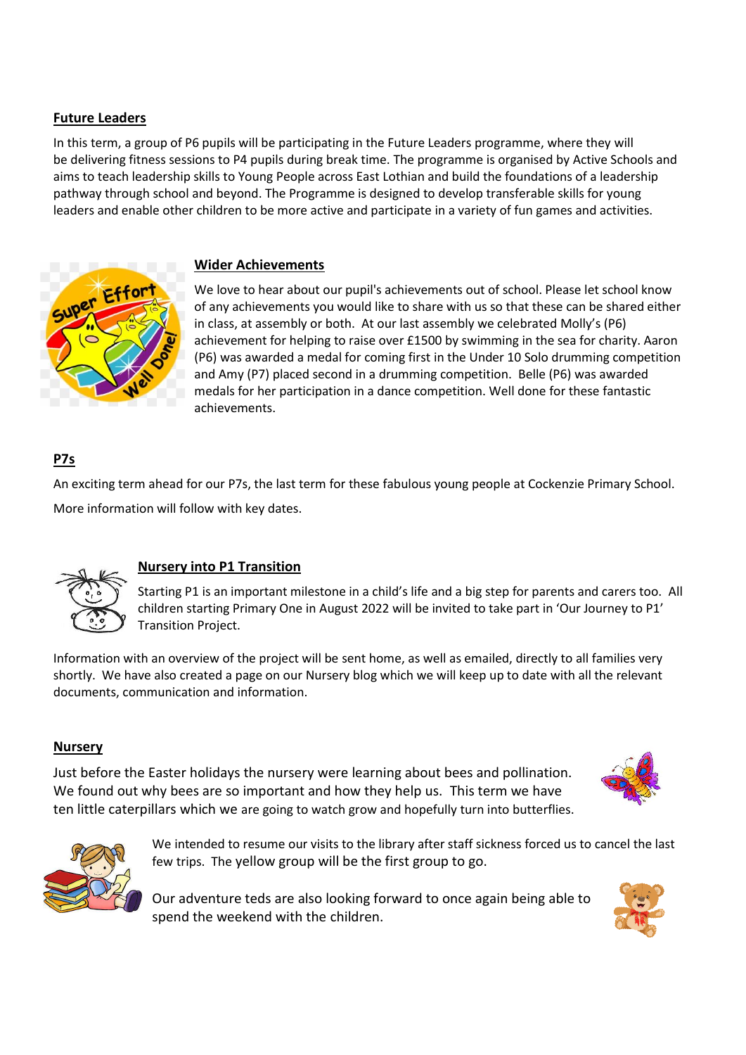## Future Leaders

In this term, a group of P6 pupils will be participating in the Future Leaders programme, where they will be delivering fitness sessions to P4 pupils during break time. The programme is organised by Active Schools and aims to teach leadership skills to Young People across East Lothian and build the foundations of a leadership pathway through school and beyond. The Programme is designed to develop transferable skills for young leaders and enable other children to be more active and participate in a variety of fun games and activities.

## Wider Achievements

We love to hear about our pupil's achievements out of school. Please let school know of any achievements you would like to share with us so that these can be shared either in class, at assembly or both. At our last assembly we celebrated Molly's (P6) achievement for helping to raise over £1500 by swimming in the sea for charity. Aaron (P6) was awarded a medal for coming first in the Under 10 Solo drumming competition and Amy (P7) placed second in a drumming competition. Belle (P6) was awarded medals for her participation in a dance competition. Well done for these fantastic achievements.

## P7s

An exciting term ahead for our P7s, the last term for these fabulous young people at Cockenzie Primary School.

More information will follow with key dates.

## Nursery into P1 Transition

Starting P1 is an important milestone in a child's life and a big step for parents and carers too. All children starting Primary One in August 2022 will be invited to take part in 'Our Journey to P1' Transition Project.

Information with an overview of the project will be sent home, as well as emailed, directly to all families very shortly. We have also created a page on our Nursery blog which we will keep up to date with all the relevant documents, communication and information.

## Nursery

Just before the Easter holidays the nursery were learning about bees and pollination. We found out why bees are so important and how they help us. This term we have ten little caterpillars which we are going to watch grow and hopefully turn into butterflies.

We intended to resume our visits to the library after staff sickness forced us to cancel the last few trips. The yellow group will be the first group to go.

Our adventure teds are also looking forward to once again being able to spend the weekend with the children.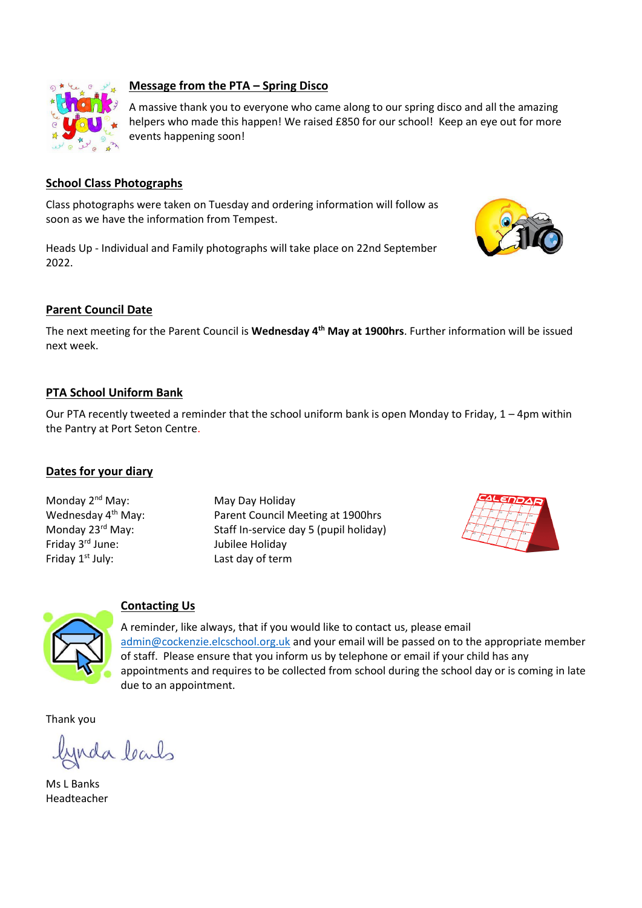## Message from the PTA – Spring Disco

A massive thank you to everyone who came along to our spring disco and all the amazing helpers who made this happen! We raised £850 for our school! Keep an eye out for more events happening soon!

## School Class Photographs

Class photographs were taken on Tuesday and ordering information will follow as soon as we have the information from Tempest.

Heads Up - Individual and Family photographs will take place on 22nd September 2022.

## Parent Council Date

The next meeting for the Parent Council is **Wednesday 4th May at 1900hrs**. Further information will be issued next week.

## PTA School Uniform Bank

Our PTA recently tweeted a reminder that the school uniform bank is open Monday to Friday, 1 – 4pm within the Pantry at Port Seton Centre.

## Dates for your diary

| | |
|---|---|
| Monday 2nd May: | May Day Holiday |
| Wednesday 4th May: | Parent Council Meeting at 1900hrs |
| Monday 23rd May: | Staff In-service day 5 (pupil holiday) |
| Friday 3rd June: | Jubilee Holiday |
| Friday 1st July: | Last day of term |

## Contacting Us

A reminder, like always, that if you would like to contact us, please email admin@cockenzie.elcschool.org.uk and your email will be passed on to the appropriate member of staff. Please ensure that you inform us by telephone or email if your child has any appointments and requires to be collected from school during the school day or is coming in late due to an appointment.

Thank you

Lynda Banks

Ms L Banks
Headteacher